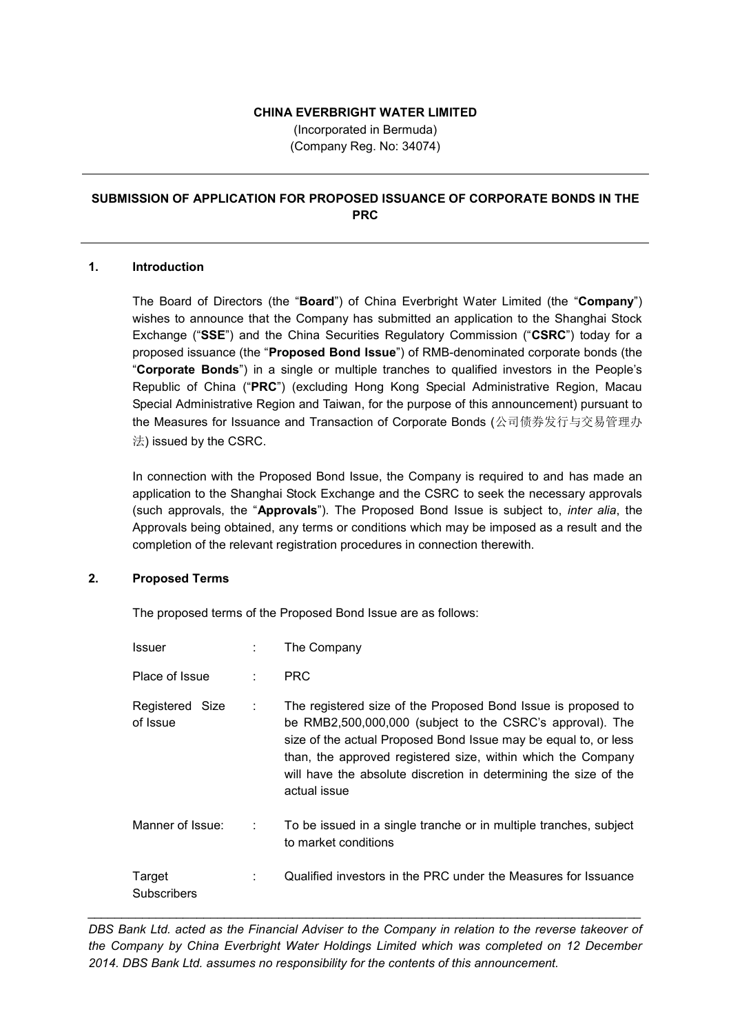**CHINA EVERBRIGHT WATER LIMITED**
(Incorporated in Bermuda)
(Company Reg. No: 34074)

---

**SUBMISSION OF APPLICATION FOR PROPOSED ISSUANCE OF CORPORATE BONDS IN THE PRC**

---

### 1. Introduction

The Board of Directors (the "**Board**") of China Everbright Water Limited (the "**Company**") wishes to announce that the Company has submitted an application to the Shanghai Stock Exchange ("**SSE**") and the China Securities Regulatory Commission ("**CSRC**") today for a proposed issuance (the "**Proposed Bond Issue**") of RMB-denominated corporate bonds (the "**Corporate Bonds**") in a single or multiple tranches to qualified investors in the People's Republic of China ("**PRC**") (excluding Hong Kong Special Administrative Region, Macau Special Administrative Region and Taiwan, for the purpose of this announcement) pursuant to the Measures for Issuance and Transaction of Corporate Bonds (公司债券发行与交易管理办法) issued by the CSRC.

In connection with the Proposed Bond Issue, the Company is required to and has made an application to the Shanghai Stock Exchange and the CSRC to seek the necessary approvals (such approvals, the "**Approvals**"). The Proposed Bond Issue is subject to, *inter alia*, the Approvals being obtained, any terms or conditions which may be imposed as a result and the completion of the relevant registration procedures in connection therewith.

### 2. Proposed Terms

The proposed terms of the Proposed Bond Issue are as follows:

| | | |
|---|---|---|
| Issuer | : | The Company |
| Place of Issue | : | PRC |
| Registered Size of Issue | : | The registered size of the Proposed Bond Issue is proposed to be RMB2,500,000,000 (subject to the CSRC's approval). The size of the actual Proposed Bond Issue may be equal to, or less than, the approved registered size, within which the Company will have the absolute discretion in determining the size of the actual issue |
| Manner of Issue: | : | To be issued in a single tranche or in multiple tranches, subject to market conditions |
| Target Subscribers | : | Qualified investors in the PRC under the Measures for Issuance |

---

*DBS Bank Ltd. acted as the Financial Adviser to the Company in relation to the reverse takeover of the Company by China Everbright Water Holdings Limited which was completed on 12 December 2014. DBS Bank Ltd. assumes no responsibility for the contents of this announcement.*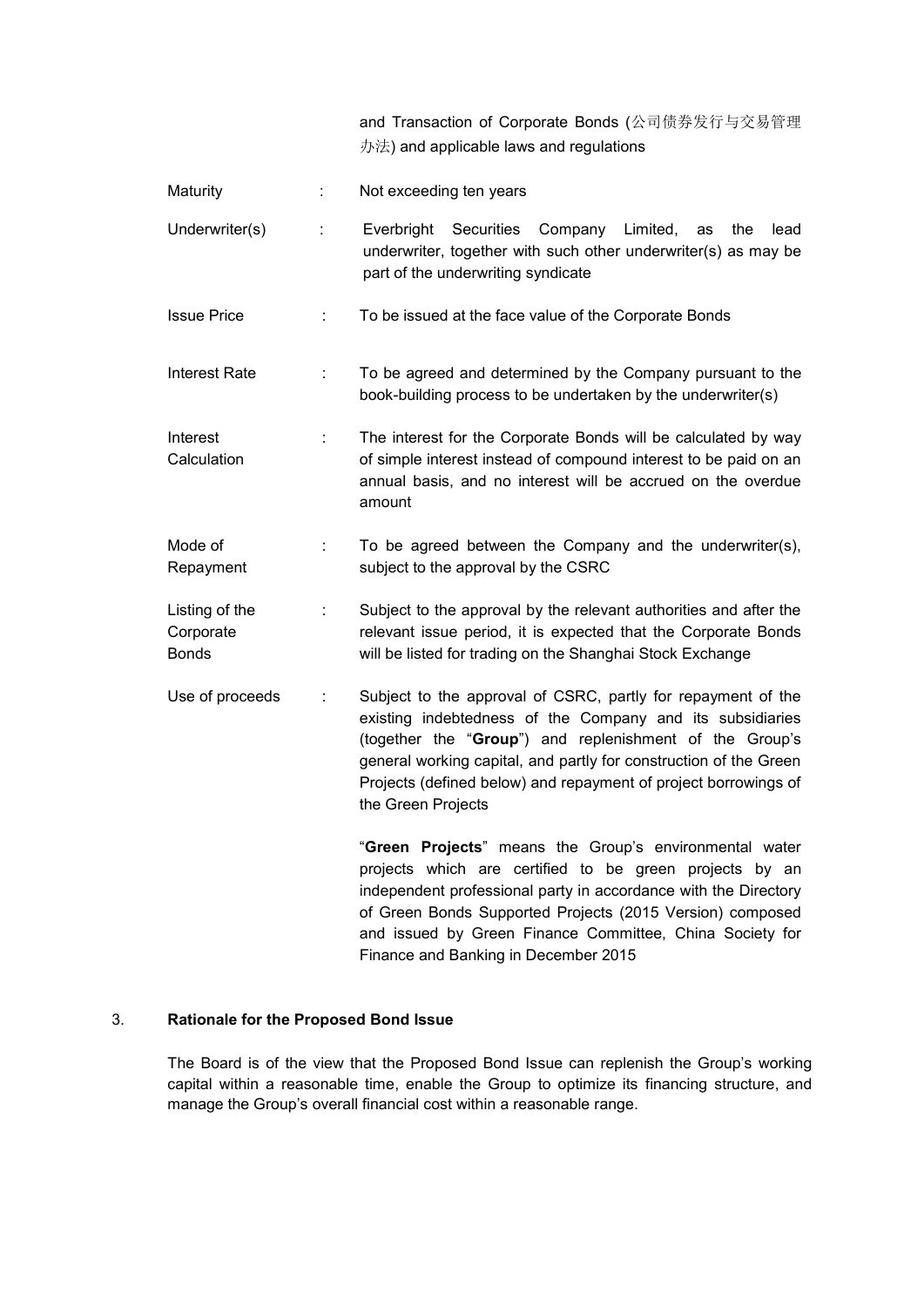| | | |
|---|---|---|
| | | and Transaction of Corporate Bonds (公司债券发行与交易管理办法) and applicable laws and regulations |
| Maturity | : | Not exceeding ten years |
| Underwriter(s) | : | Everbright Securities Company Limited, as the lead underwriter, together with such other underwriter(s) as may be part of the underwriting syndicate |
| Issue Price | : | To be issued at the face value of the Corporate Bonds |
| Interest Rate | : | To be agreed and determined by the Company pursuant to the book-building process to be undertaken by the underwriter(s) |
| Interest Calculation | : | The interest for the Corporate Bonds will be calculated by way of simple interest instead of compound interest to be paid on an annual basis, and no interest will be accrued on the overdue amount |
| Mode of Repayment | : | To be agreed between the Company and the underwriter(s), subject to the approval by the CSRC |
| Listing of the Corporate Bonds | : | Subject to the approval by the relevant authorities and after the relevant issue period, it is expected that the Corporate Bonds will be listed for trading on the Shanghai Stock Exchange |
| Use of proceeds | : | Subject to the approval of CSRC, partly for repayment of the existing indebtedness of the Company and its subsidiaries (together the "**Group**") and replenishment of the Group's general working capital, and partly for construction of the Green Projects (defined below) and repayment of project borrowings of the Green Projects<br><br>"**Green Projects**" means the Group's environmental water projects which are certified to be green projects by an independent professional party in accordance with the Directory of Green Bonds Supported Projects (2015 Version) composed and issued by Green Finance Committee, China Society for Finance and Banking in December 2015 |

## 3. Rationale for the Proposed Bond Issue

The Board is of the view that the Proposed Bond Issue can replenish the Group's working capital within a reasonable time, enable the Group to optimize its financing structure, and manage the Group's overall financial cost within a reasonable range.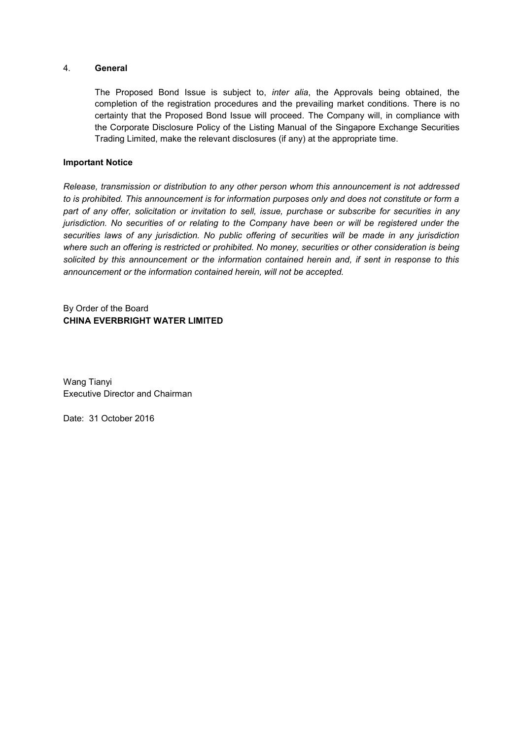4. **General**

   The Proposed Bond Issue is subject to, *inter alia*, the Approvals being obtained, the completion of the registration procedures and the prevailing market conditions. There is no certainty that the Proposed Bond Issue will proceed. The Company will, in compliance with the Corporate Disclosure Policy of the Listing Manual of the Singapore Exchange Securities Trading Limited, make the relevant disclosures (if any) at the appropriate time.

**Important Notice**

*Release, transmission or distribution to any other person whom this announcement is not addressed to is prohibited. This announcement is for information purposes only and does not constitute or form a part of any offer, solicitation or invitation to sell, issue, purchase or subscribe for securities in any jurisdiction. No securities of or relating to the Company have been or will be registered under the securities laws of any jurisdiction. No public offering of securities will be made in any jurisdiction where such an offering is restricted or prohibited. No money, securities or other consideration is being solicited by this announcement or the information contained herein and, if sent in response to this announcement or the information contained herein, will not be accepted.*

By Order of the Board
**CHINA EVERBRIGHT WATER LIMITED**

Wang Tianyi
Executive Director and Chairman

Date: 31 October 2016